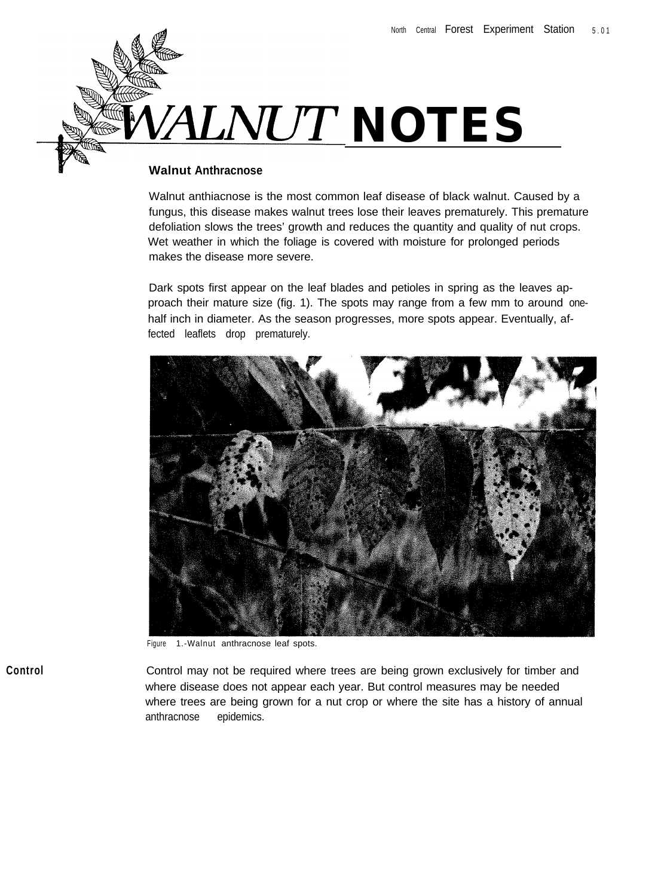North Central Forest Experiment Station 5.01

# WALNUT NOTES

## Walnut Anthracnose

Walnut anthiacnose is the most common leaf disease of black walnut. Caused by a fungus, this disease makes walnut trees lose their leaves prematurely. This premature defoliation slows the trees' growth and reduces the quantity and quality of nut crops. Wet weather in which the foliage is covered with moisture for prolonged periods makes the disease more severe.

Dark spots first appear on the leaf blades and petioles in spring as the leaves approach their mature size (fig. 1). The spots may range from a few mm to around one-half inch in diameter. As the season progresses, more spots appear. Eventually, affected leaflets drop prematurely.

Figure 1.-Walnut anthracnose leaf spots.

## Control

Control may not be required where trees are being grown exclusively for timber and where disease does not appear each year. But control measures may be needed where trees are being grown for a nut crop or where the site has a history of annual anthracnose epidemics.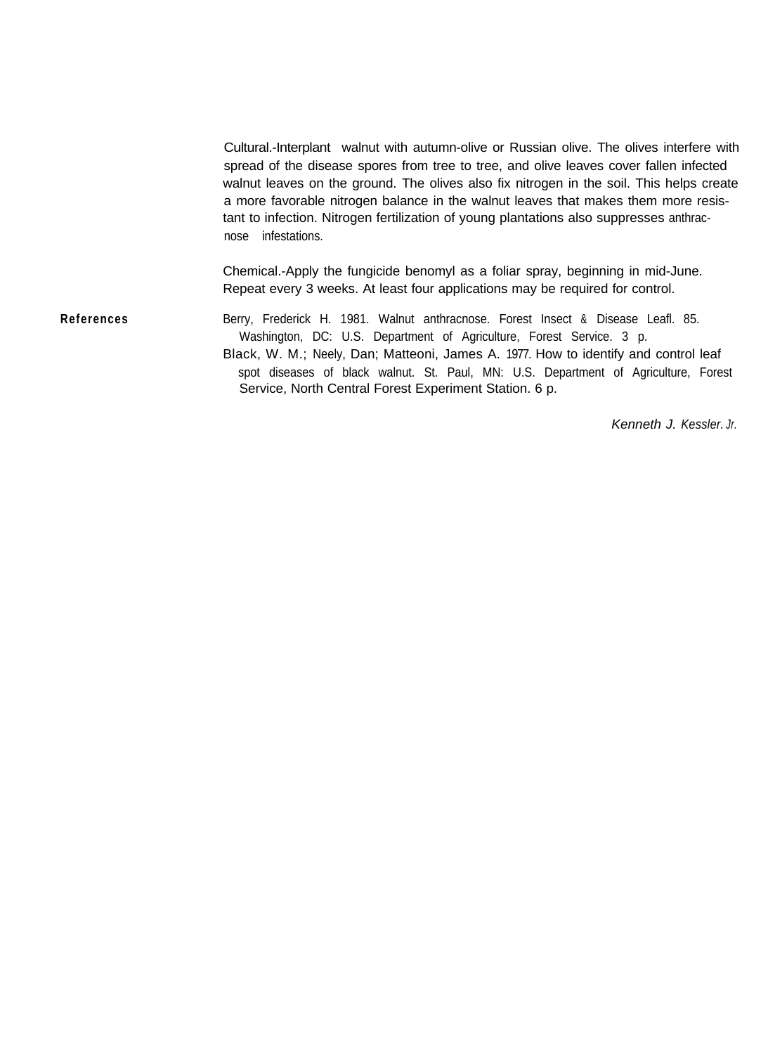Cultural.-Interplant walnut with autumn-olive or Russian olive. The olives interfere with spread of the disease spores from tree to tree, and olive leaves cover fallen infected walnut leaves on the ground. The olives also fix nitrogen in the soil. This helps create a more favorable nitrogen balance in the walnut leaves that makes them more resistant to infection. Nitrogen fertilization of young plantations also suppresses anthracnose infestations.

Chemical.-Apply the fungicide benomyl as a foliar spray, beginning in mid-June. Repeat every 3 weeks. At least four applications may be required for control.

**References**

Berry, Frederick H. 1981. Walnut anthracnose. Forest Insect & Disease Leafl. 85. Washington, DC: U.S. Department of Agriculture, Forest Service. 3 p.

Black, W. M.; Neely, Dan; Matteoni, James A. 1977. How to identify and control leaf spot diseases of black walnut. St. Paul, MN: U.S. Department of Agriculture, Forest Service, North Central Forest Experiment Station. 6 p.

*Kenneth J. Kessler. Jr.*